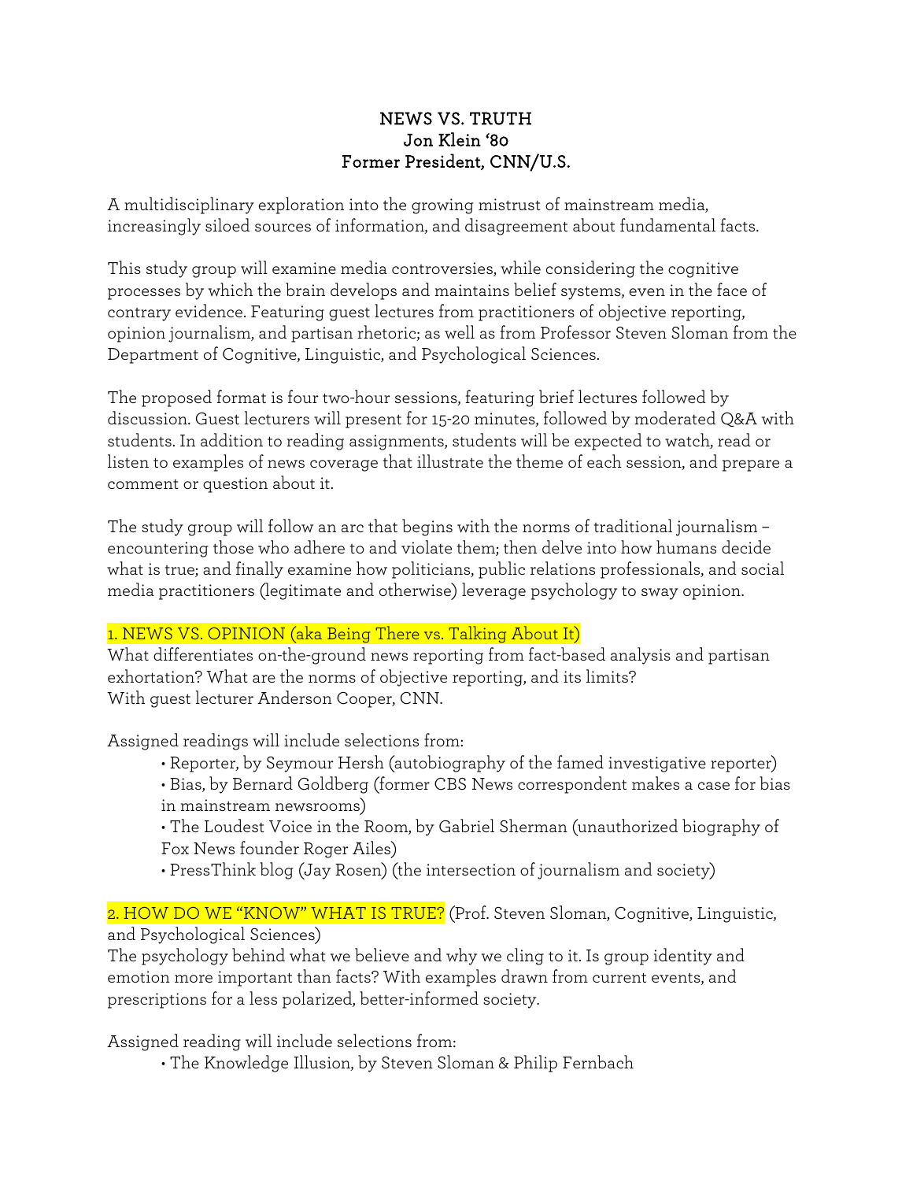# NEWS VS. TRUTH
## Jon Klein '80
## Former President, CNN/U.S.

A multidisciplinary exploration into the growing mistrust of mainstream media, increasingly siloed sources of information, and disagreement about fundamental facts.

This study group will examine media controversies, while considering the cognitive processes by which the brain develops and maintains belief systems, even in the face of contrary evidence. Featuring guest lectures from practitioners of objective reporting, opinion journalism, and partisan rhetoric; as well as from Professor Steven Sloman from the Department of Cognitive, Linguistic, and Psychological Sciences.

The proposed format is four two-hour sessions, featuring brief lectures followed by discussion. Guest lecturers will present for 15-20 minutes, followed by moderated Q&A with students. In addition to reading assignments, students will be expected to watch, read or listen to examples of news coverage that illustrate the theme of each session, and prepare a comment or question about it.

The study group will follow an arc that begins with the norms of traditional journalism – encountering those who adhere to and violate them; then delve into how humans decide what is true; and finally examine how politicians, public relations professionals, and social media practitioners (legitimate and otherwise) leverage psychology to sway opinion.

### 1. NEWS VS. OPINION (aka Being There vs. Talking About It)

What differentiates on-the-ground news reporting from fact-based analysis and partisan exhortation? What are the norms of objective reporting, and its limits?
With guest lecturer Anderson Cooper, CNN.

Assigned readings will include selections from:

- Reporter, by Seymour Hersh (autobiography of the famed investigative reporter)
- Bias, by Bernard Goldberg (former CBS News correspondent makes a case for bias in mainstream newsrooms)
- The Loudest Voice in the Room, by Gabriel Sherman (unauthorized biography of Fox News founder Roger Ailes)
- PressThink blog (Jay Rosen) (the intersection of journalism and society)

### 2. HOW DO WE "KNOW" WHAT IS TRUE? (Prof. Steven Sloman, Cognitive, Linguistic, and Psychological Sciences)

The psychology behind what we believe and why we cling to it. Is group identity and emotion more important than facts? With examples drawn from current events, and prescriptions for a less polarized, better-informed society.

Assigned reading will include selections from:

- The Knowledge Illusion, by Steven Sloman & Philip Fernbach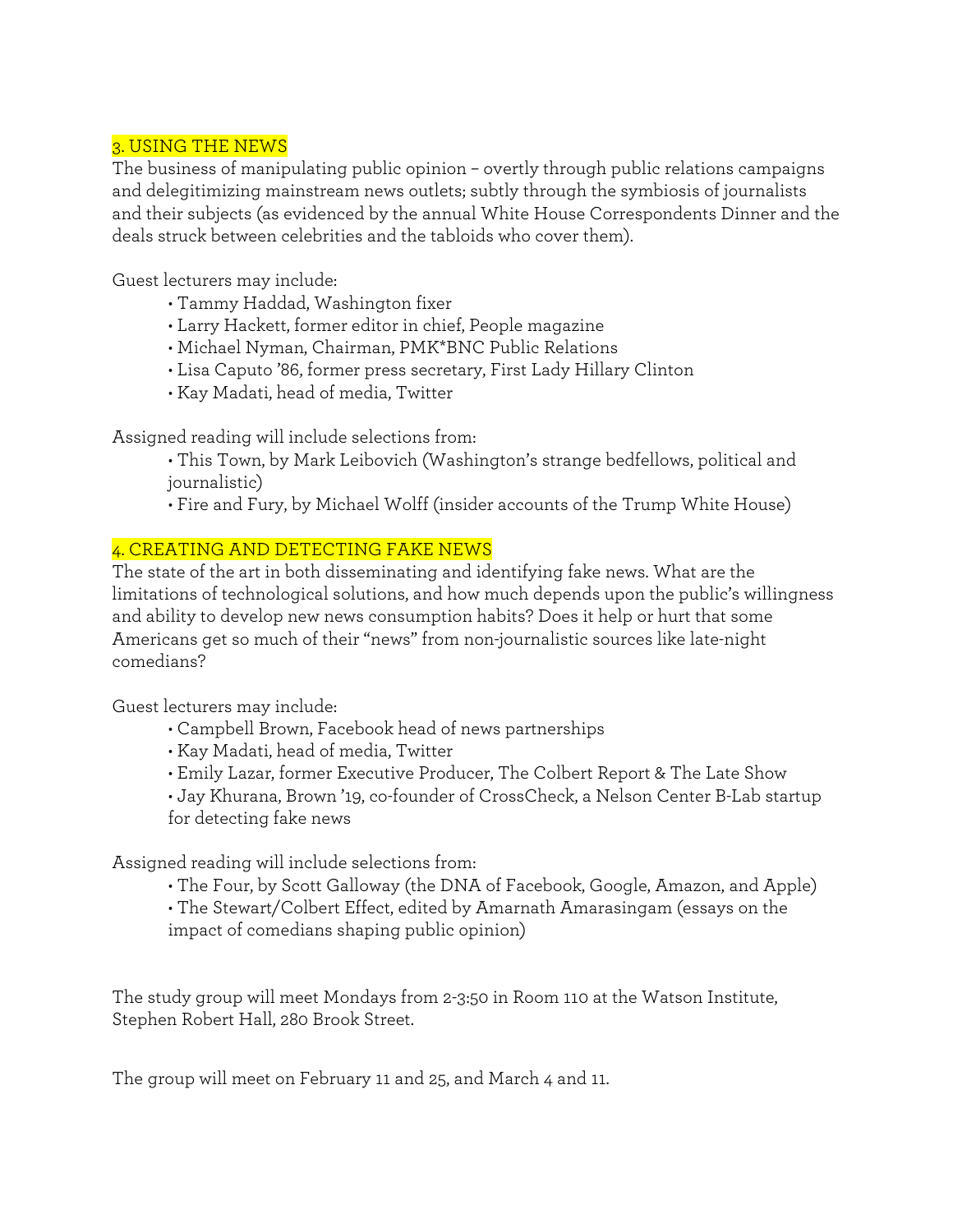## 3. USING THE NEWS

The business of manipulating public opinion – overtly through public relations campaigns and delegitimizing mainstream news outlets; subtly through the symbiosis of journalists and their subjects (as evidenced by the annual White House Correspondents Dinner and the deals struck between celebrities and the tabloids who cover them).

Guest lecturers may include:

- Tammy Haddad, Washington fixer
- Larry Hackett, former editor in chief, People magazine
- Michael Nyman, Chairman, PMK*BNC Public Relations
- Lisa Caputo '86, former press secretary, First Lady Hillary Clinton
- Kay Madati, head of media, Twitter

Assigned reading will include selections from:

- This Town, by Mark Leibovich (Washington's strange bedfellows, political and journalistic)
- Fire and Fury, by Michael Wolff (insider accounts of the Trump White House)

## 4. CREATING AND DETECTING FAKE NEWS

The state of the art in both disseminating and identifying fake news. What are the limitations of technological solutions, and how much depends upon the public's willingness and ability to develop new news consumption habits? Does it help or hurt that some Americans get so much of their "news" from non-journalistic sources like late-night comedians?

Guest lecturers may include:

- Campbell Brown, Facebook head of news partnerships
- Kay Madati, head of media, Twitter
- Emily Lazar, former Executive Producer, The Colbert Report & The Late Show
- Jay Khurana, Brown '19, co-founder of CrossCheck, a Nelson Center B-Lab startup for detecting fake news

Assigned reading will include selections from:

- The Four, by Scott Galloway (the DNA of Facebook, Google, Amazon, and Apple)
- The Stewart/Colbert Effect, edited by Amarnath Amarasingam (essays on the impact of comedians shaping public opinion)

The study group will meet Mondays from 2-3:50 in Room 110 at the Watson Institute, Stephen Robert Hall, 280 Brook Street.

The group will meet on February 11 and 25, and March 4 and 11.